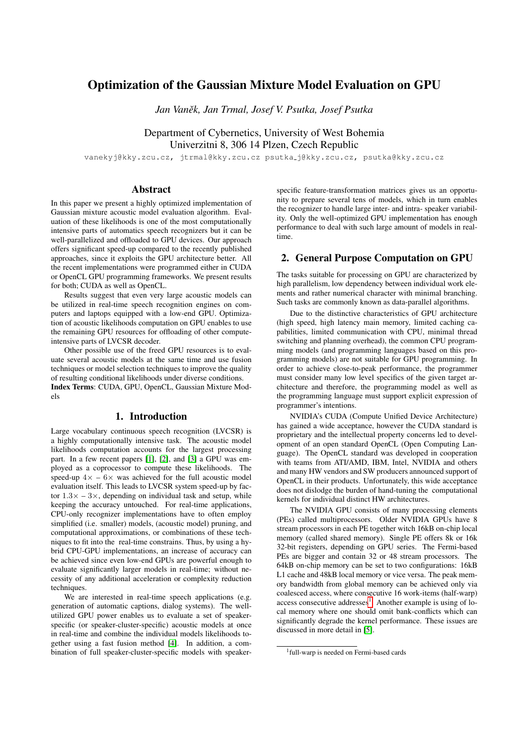# Optimization of the Gaussian Mixture Model Evaluation on GPU

*Jan Vaněk, Jan Trmal, Josef V. Psutka, Josef Psutka*

Department of Cybernetics, University of West Bohemia
Univerzitni 8, 306 14 Plzen, Czech Republic

vanekyj@kky.zcu.cz, jtrmal@kky.zcu.cz psutka_j@kky.zcu.cz, psutka@kky.zcu.cz

## Abstract

In this paper we present a highly optimized implementation of Gaussian mixture acoustic model evaluation algorithm. Evaluation of these likelihoods is one of the most computationally intensive parts of automatics speech recognizers but it can be well-parallelized and offloaded to GPU devices. Our approach offers significant speed-up compared to the recently published approaches, since it exploits the GPU architecture better. All the recent implementations were programmed either in CUDA or OpenCL GPU programming frameworks. We present results for both; CUDA as well as OpenCL.

Results suggest that even very large acoustic models can be utilized in real-time speech recognition engines on computers and laptops equipped with a low-end GPU. Optimization of acoustic likelihoods computation on GPU enables to use the remaining GPU resources for offloading of other compute-intensive parts of LVCSR decoder.

Other possible use of the freed GPU resources is to evaluate several acoustic models at the same time and use fusion techniques or model selection techniques to improve the quality of resulting conditional likelihoods under diverse conditions.

**Index Terms**: CUDA, GPU, OpenCL, Gaussian Mixture Models

## 1. Introduction

Large vocabulary continuous speech recognition (LVCSR) is a highly computationally intensive task. The acoustic model likelihoods computation accounts for the largest processing part. In a few recent papers [1], [2], and [3] a GPU was employed as a coprocessor to compute these likelihoods. The speed-up $4\times$ – $6\times$ was achieved for the full acoustic model evaluation itself. This leads to LVCSR system speed-up by factor $1.3\times$ – $3\times$, depending on individual task and setup, while keeping the accuracy untouched. For real-time applications, CPU-only recognizer implementations have to often employ simplified (i.e. smaller) models, (acoustic model) pruning, and computational approximations, or combinations of these techniques to fit into the real-time constrains. Thus, by using a hybrid CPU-GPU implementations, an increase of accuracy can be achieved since even low-end GPUs are powerful enough to evaluate significantly larger models in real-time; without necessity of any additional acceleration or complexity reduction techniques.

We are interested in real-time speech applications (e.g. generation of automatic captions, dialog systems). The well-utilized GPU power enables us to evaluate a set of speaker-specific (or speaker-cluster-specific) acoustic models at once in real-time and combine the individual models likelihoods together using a fast fusion method [4]. In addition, a combination of full speaker-cluster-specific models with speaker-specific feature-transformation matrices gives us an opportunity to prepare several tens of models, which in turn enables the recognizer to handle large inter- and intra- speaker variability. Only the well-optimized GPU implementation has enough performance to deal with such large amount of models in real-time.

## 2. General Purpose Computation on GPU

The tasks suitable for processing on GPU are characterized by high parallelism, low dependency between individual work elements and rather numerical character with minimal branching. Such tasks are commonly known as data-parallel algorithms.

Due to the distinctive characteristics of GPU architecture (high speed, high latency main memory, limited caching capabilities, limited communication with CPU, minimal thread switching and planning overhead), the common CPU programming models (and programming languages based on this programming models) are not suitable for GPU programming. In order to achieve close-to-peak performance, the programmer must consider many low level specifics of the given target architecture and therefore, the programming model as well as the programming language must support explicit expression of programmer's intentions.

NVIDIA's CUDA (Compute Unified Device Architecture) has gained a wide acceptance, however the CUDA standard is proprietary and the intellectual property concerns led to development of an open standard OpenCL (Open Computing Language). The OpenCL standard was developed in cooperation with teams from ATI/AMD, IBM, Intel, NVIDIA and others and many HW vendors and SW producers announced support of OpenCL in their products. Unfortunately, this wide acceptance does not dislodge the burden of hand-tuning the computational kernels for individual distinct HW architectures.

The NVIDIA GPU consists of many processing elements (PEs) called multiprocessors. Older NVIDIA GPUs have 8 stream processors in each PE together witch 16kB on-chip local memory (called shared memory). Single PE offers 8k or 16k 32-bit registers, depending on GPU series. The Fermi-based PEs are bigger and contain 32 or 48 stream processors. The 64kB on-chip memory can be set to two configurations: 16kB L1 cache and 48kB local memory or vice versa. The peak memory bandwidth from global memory can be achieved only via coalesced access, where consecutive 16 work-items (half-warp) access consecutive addresses[1]. Another example is using of local memory where one should omit bank-conflicts which can significantly degrade the kernel performance. These issues are discussed in more detail in [5].

[1] full-warp is needed on Fermi-based cards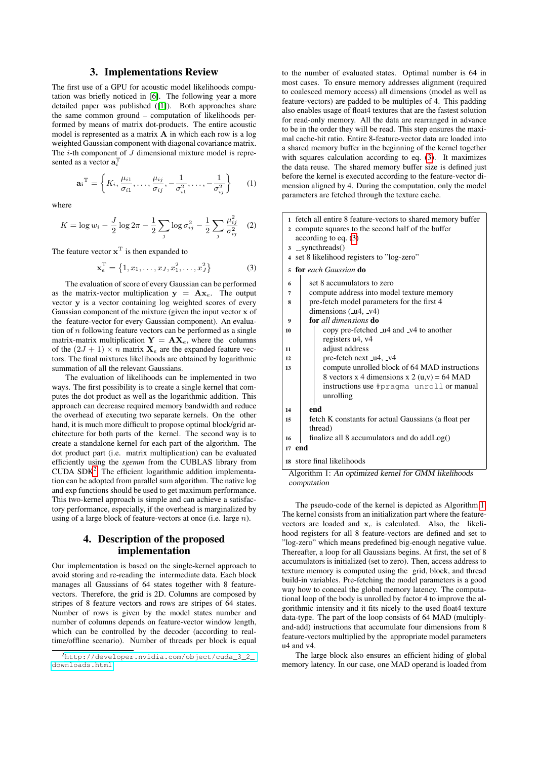## 3. Implementations Review

The first use of a GPU for acoustic model likelihoods computation was briefly noticed in [6]. The following year a more detailed paper was published ([1]). Both approaches share the same common ground – computation of likelihoods performed by means of matrix dot-products. The entire acoustic model is represented as a matrix $\mathbf{A}$ in which each row is a log weighted Gaussian component with diagonal covariance matrix. The $i$-th component of $J$ dimensional mixture model is represented as a vector $\mathbf{a}_i^{\mathrm{T}}$

$$\mathbf{a_i}^{\mathrm{T}} = \left\{ K_i, \frac{\mu_{i1}}{\sigma_{i1}}, \ldots, \frac{\mu_{ij}}{\sigma_{ij}}, -\frac{1}{\sigma_{i1}^2}, \ldots, -\frac{1}{\sigma_{ij}^2} \right\} \quad (1)$$

where

$$K = \log w_i - \frac{J}{2} \log 2\pi - \frac{1}{2} \sum_j \log \sigma_{ij}^2 - \frac{1}{2} \sum_j \frac{\mu_{ij}^2}{\sigma_{ij}^2} \quad (2)$$

The feature vector $\mathbf{x}^{\mathrm{T}}$ is then expanded to

$$\mathbf{x}_e^{\mathrm{T}} = \{1, x_1, \ldots, x_J, x_1^2, \ldots, x_J^2\} \quad (3)$$

The evaluation of score of every Gaussian can be performed as the matrix-vector multiplication $\mathbf{y} = \mathbf{A}\mathbf{x}_e$. The output vector $\mathbf{y}$ is a vector containing log weighted scores of every Gaussian component of the mixture (given the input vector $\mathbf{x}$ of the feature-vector for every Gaussian component). An evaluation of $n$ following feature vectors can be performed as a single matrix-matrix multiplication $\mathbf{Y} = \mathbf{A}\mathbf{X}_e$, where the columns of the $(2J+1) \times n$ matrix $\mathbf{X}_e$ are the expanded feature vectors. The final mixtures likelihoods are obtained by logarithmic summation of all the relevant Gaussians.

The evaluation of likelihoods can be implemented in two ways. The first possibility is to create a single kernel that computes the dot product as well as the logarithmic addition. This approach can decrease required memory bandwidth and reduce the overhead of executing two separate kernels. On the other hand, it is much more difficult to propose optimal block/grid architecture for both parts of the kernel. The second way is to create a standalone kernel for each part of the algorithm. The dot product part (i.e. matrix multiplication) can be evaluated efficiently using the *sgemm* from the CUBLAS library from CUDA SDK[2]. The efficient logarithmic addition implementation can be adopted from parallel sum algorithm. The native log and exp functions should be used to get maximum performance. This two-kernel approach is simple and can achieve a satisfactory performance, especially, if the overhead is marginalized by using of a large block of feature-vectors at once (i.e. large $n$).

## 4. Description of the proposed implementation

Our implementation is based on the single-kernel approach to avoid storing and re-reading the intermediate data. Each block manages all Gaussians of 64 states together with 8 feature-vectors. Therefore, the grid is 2D. Columns are composed by stripes of 8 feature vectors and rows are stripes of 64 states. Number of rows is given by the model states number and number of columns depends on feature-vector window length, which can be controlled by the decoder (according to real-time/offline scenario). Number of threads per block is equal to the number of evaluated states. Optimal number is 64 in most cases. To ensure memory addresses alignment (required to coalesced memory access) all dimensions (model as well as feature-vectors) are padded to be multiples of 4. This padding also enables usage of float4 textures that are the fastest solution for read-only memory. All the data are rearranged in advance to be in the order they will be read. This step ensures the maximal cache-hit ratio. Entire 8-feature-vector data are loaded into a shared memory buffer in the beginning of the kernel together with squares calculation according to eq. (3). It maximizes the data reuse. The shared memory buffer size is defined just before the kernel is executed according to the feature-vector dimension aligned by 4. During the computation, only the model parameters are fetched through the texture cache.

```
1  fetch all entire 8 feature-vectors to shared memory buffer
2  compute squares to the second half of the buffer
   according to eq. (3)
3  __syncthreads()
4  set 8 likelihood registers to "log-zero"
5  for each Gaussian do
6  |  set 8 accumulators to zero
7  |  compute address into model texture memory
8  |  pre-fetch model parameters for the first 4
   |  dimensions (_u4, _v4)
9  |  for all dimensions do
10 |  |  copy pre-fetched _u4 and _v4 to another
   |  |  registers u4, v4
11 |  |  adjust address
12 |  |  pre-fetch next _u4, _v4
13 |  |  compute unrolled block of 64 MAD instructions
   |  |  8 vectors x 4 dimensions x 2 (u,v) = 64 MAD
   |  |  instructions use #pragma unroll or manual
   |  |  unrolling
14 |  end
15 |  fetch K constants for actual Gaussians (a float per
   |  thread)
16 |  finalize all 8 accumulators and do addLog()
17 end
18 store final likelihoods
```

Algorithm 1: *An optimized kernel for GMM likelihoods computation*

The pseudo-code of the kernel is depicted as Algorithm 1. The kernel consists from an initialization part where the feature-vectors are loaded and $\mathbf{x}_e$ is calculated. Also, the likelihood registers for all 8 feature-vectors are defined and set to "log-zero" which means predefined big-enough negative value. Thereafter, a loop for all Gaussians begins. At first, the set of 8 accumulators is initialized (set to zero). Then, access address to texture memory is computed using the grid, block, and thread build-in variables. Pre-fetching the model parameters is a good way how to conceal the global memory latency. The computational loop of the body is unrolled by factor 4 to improve the algorithmic intensity and it fits nicely to the used float4 texture data-type. The part of the loop consists of 64 MAD (multiply-and-add) instructions that accumulate four dimensions from 8 feature-vectors multiplied by the appropriate model parameters u4 and v4.

The large block also ensures an efficient hiding of global memory latency. In our case, one MAD operand is loaded from

[2] http://developer.nvidia.com/object/cuda_3_2_downloads.html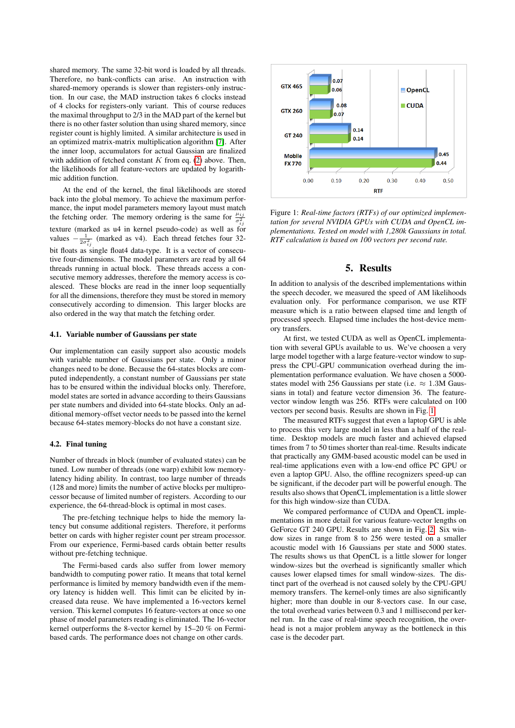shared memory. The same 32-bit word is loaded by all threads. Therefore, no bank-conflicts can arise. An instruction with shared-memory operands is slower than registers-only instruction. In our case, the MAD instruction takes 6 clocks instead of 4 clocks for registers-only variant. This of course reduces the maximal throughput to 2/3 in the MAD part of the kernel but there is no other faster solution than using shared memory, since register count is highly limited. A similar architecture is used in an optimized matrix-matrix multiplication algorithm [7]. After the inner loop, accumulators for actual Gaussian are finalized with addition of fetched constant $K$ from eq. (2) above. Then, the likelihoods for all feature-vectors are updated by logarithmic addition function.

At the end of the kernel, the final likelihoods are stored back into the global memory. To achieve the maximum performance, the input model parameters memory layout must match the fetching order. The memory ordering is the same for $\frac{\mu_{ij}}{\sigma_{ij}^2}$ texture (marked as u4 in kernel pseudo-code) as well as for values $-\frac{1}{2\sigma_{ij}^2}$ (marked as v4). Each thread fetches four 32-bit floats as single float4 data-type. It is a vector of consecutive four-dimensions. The model parameters are read by all 64 threads running in actual block. These threads access a consecutive memory addresses, therefore the memory access is coalesced. These blocks are read in the inner loop sequentially for all the dimensions, therefore they must be stored in memory consecutively according to dimension. This larger blocks are also ordered in the way that match the fetching order.

### 4.1. Variable number of Gaussians per state

Our implementation can easily support also acoustic models with variable number of Gaussians per state. Only a minor changes need to be done. Because the 64-states blocks are computed independently, a constant number of Gaussians per state has to be ensured within the individual blocks only. Therefore, model states are sorted in advance according to theirs Gaussians per state numbers and divided into 64-state blocks. Only an additional memory-offset vector needs to be passed into the kernel because 64-states memory-blocks do not have a constant size.

### 4.2. Final tuning

Number of threads in block (number of evaluated states) can be tuned. Low number of threads (one warp) exhibit low memory-latency hiding ability. In contrast, too large number of threads (128 and more) limits the number of active blocks per multiprocessor because of limited number of registers. According to our experience, the 64-thread-block is optimal in most cases.

The pre-fetching technique helps to hide the memory latency but consume additional registers. Therefore, it performs better on cards with higher register count per stream processor. From our experience, Fermi-based cards obtain better results without pre-fetching technique.

The Fermi-based cards also suffer from lower memory bandwidth to computing power ratio. It means that total kernel performance is limited by memory bandwidth even if the memory latency is hidden well. This limit can be elicited by increased data reuse. We have implemented a 16-vectors kernel version. This kernel computes 16 feature-vectors at once so one phase of model parameters reading is eliminated. The 16-vector kernel outperforms the 8-vector kernel by 15–20 % on Fermi-based cards. The performance does not change on other cards.

| GPU | OpenCL | CUDA |
|---|---|---|
| GTX 465 | 0.07 | 0.06 |
| GTX 260 | 0.08 | 0.07 |
| GT 240 | 0.14 | 0.14 |
| Mobile FX 770 | 0.45 | 0.44 |

Figure 1: *Real-time factors (RTFs) of our optimized implementation for several NVIDIA GPUs with CUDA and OpenCL implementations. Tested on model with 1,280k Gaussians in total. RTF calculation is based on 100 vectors per second rate.*

## 5. Results

In addition to analysis of the described implementations within the speech decoder, we measured the speed of AM likelihoods evaluation only. For performance comparison, we use RTF measure which is a ratio between elapsed time and length of processed speech. Elapsed time includes the host-device memory transfers.

At first, we tested CUDA as well as OpenCL implementation with several GPUs available to us. We've choosen a very large model together with a large feature-vector window to suppress the CPU-GPU communication overhead during the implementation performance evaluation. We have chosen a 5000-states model with 256 Gaussians per state (i.e. $\approx$ 1.3M Gaussians in total) and feature vector dimension 36. The feature-vector window length was 256. RTFs were calculated on 100 vectors per second basis. Results are shown in Fig. 1.

The measured RTFs suggest that even a laptop GPU is able to process this very large model in less than a half of the real-time. Desktop models are much faster and achieved elapsed times from 7 to 50 times shorter than real-time. Results indicate that practically any GMM-based acoustic model can be used in real-time applications even with a low-end office PC GPU or even a laptop GPU. Also, the offline recognizers speed-up can be significant, if the decoder part will be powerful enough. The results also shows that OpenCL implementation is a little slower for this high window-size than CUDA.

We compared performance of CUDA and OpenCL implementations in more detail for various feature-vector lengths on GeForce GT 240 GPU. Results are shown in Fig. 2. Six window sizes in range from 8 to 256 were tested on a smaller acoustic model with 16 Gaussians per state and 5000 states. The results shows us that OpenCL is a little slower for longer window-sizes but the overhead is significantly smaller which causes lower elapsed times for small window-sizes. The distinct part of the overhead is not caused solely by the CPU-GPU memory transfers. The kernel-only times are also significantly higher; more than double in our 8-vectors case. In our case, the total overhead varies between 0.3 and 1 millisecond per kernel run. In the case of real-time speech recognition, the overhead is not a major problem anyway as the bottleneck in this case is the decoder part.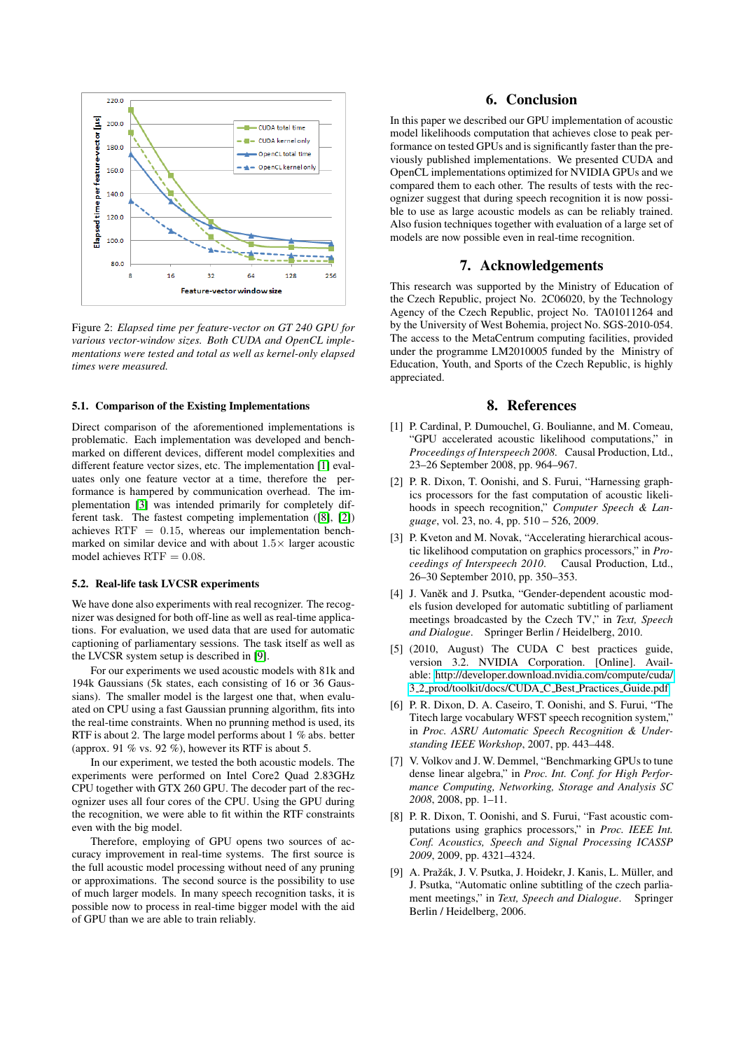220.0
200.0
180.0
160.0
140.0
120.0
100.0
80.0

Elapsed time per feature-vector [µs]

8
16
32
64
128
256

Feature-vector window size

CUDA total time
CUDA kernel only
OpenCL total time
OpenCL kernel only

Figure 2: *Elapsed time per feature-vector on GT 240 GPU for various vector-window sizes. Both CUDA and OpenCL implementations were tested and total as well as kernel-only elapsed times were measured.*

### 5.1. Comparison of the Existing Implementations

Direct comparison of the aforementioned implementations is problematic. Each implementation was developed and benchmarked on different devices, different model complexities and different feature vector sizes, etc. The implementation [1] evaluates only one feature vector at a time, therefore the performance is hampered by communication overhead. The implementation [3] was intended primarily for completely different task. The fastest competing implementation ([8], [2]) achieves RTF $= 0.15$, whereas our implementation benchmarked on similar device and with about $1.5\times$ larger acoustic model achieves RTF $= 0.08$.

### 5.2. Real-life task LVCSR experiments

We have done also experiments with real recognizer. The recognizer was designed for both off-line as well as real-time applications. For evaluation, we used data that are used for automatic captioning of parliamentary sessions. The task itself as well as the LVCSR system setup is described in [9].

For our experiments we used acoustic models with 81k and 194k Gaussians (5k states, each consisting of 16 or 36 Gaussians). The smaller model is the largest one that, when evaluated on CPU using a fast Gaussian prunning algorithm, fits into the real-time constraints. When no prunning method is used, its RTF is about 2. The large model performs about 1 % abs. better (approx. 91 % vs. 92 %), however its RTF is about 5.

In our experiment, we tested the both acoustic models. The experiments were performed on Intel Core2 Quad 2.83GHz CPU together with GTX 260 GPU. The decoder part of the recognizer uses all four cores of the CPU. Using the GPU during the recognition, we were able to fit within the RTF constraints even with the big model.

Therefore, employing of GPU opens two sources of accuracy improvement in real-time systems. The first source is the full acoustic model processing without need of any pruning or approximations. The second source is the possibility to use of much larger models. In many speech recognition tasks, it is possible now to process in real-time bigger model with the aid of GPU than we are able to train reliably.

## 6. Conclusion

In this paper we described our GPU implementation of acoustic model likelihoods computation that achieves close to peak performance on tested GPUs and is significantly faster than the previously published implementations. We presented CUDA and OpenCL implementations optimized for NVIDIA GPUs and we compared them to each other. The results of tests with the recognizer suggest that during speech recognition it is now possible to use as large acoustic models as can be reliably trained. Also fusion techniques together with evaluation of a large set of models are now possible even in real-time recognition.

## 7. Acknowledgements

This research was supported by the Ministry of Education of the Czech Republic, project No. 2C06020, by the Technology Agency of the Czech Republic, project No. TA01011264 and by the University of West Bohemia, project No. SGS-2010-054. The access to the MetaCentrum computing facilities, provided under the programme LM2010005 funded by the Ministry of Education, Youth, and Sports of the Czech Republic, is highly appreciated.

## 8. References

[1] P. Cardinal, P. Dumouchel, G. Boulianne, and M. Comeau, "GPU accelerated acoustic likelihood computations," in *Proceedings of Interspeech 2008*. Causal Production, Ltd., 23–26 September 2008, pp. 964–967.

[2] P. R. Dixon, T. Oonishi, and S. Furui, "Harnessing graphics processors for the fast computation of acoustic likelihoods in speech recognition," *Computer Speech & Language*, vol. 23, no. 4, pp. 510 – 526, 2009.

[3] P. Kveton and M. Novak, "Accelerating hierarchical acoustic likelihood computation on graphics processors," in *Proceedings of Interspeech 2010*. Causal Production, Ltd., 26–30 September 2010, pp. 350–353.

[4] J. Vaněk and J. Psutka, "Gender-dependent acoustic models fusion developed for automatic subtitling of parliament meetings broadcasted by the Czech TV," in *Text, Speech and Dialogue*. Springer Berlin / Heidelberg, 2010.

[5] (2010, August) The CUDA C best practices guide, version 3.2. NVIDIA Corporation. [Online]. Available: http://developer.download.nvidia.com/compute/cuda/3_2_prod/toolkit/docs/CUDA_C_Best_Practices_Guide.pdf

[6] P. R. Dixon, D. A. Caseiro, T. Oonishi, and S. Furui, "The Titech large vocabulary WFST speech recognition system," in *Proc. ASRU Automatic Speech Recognition & Understanding IEEE Workshop*, 2007, pp. 443–448.

[7] V. Volkov and J. W. Demmel, "Benchmarking GPUs to tune dense linear algebra," in *Proc. Int. Conf. for High Performance Computing, Networking, Storage and Analysis SC 2008*, 2008, pp. 1–11.

[8] P. R. Dixon, T. Oonishi, and S. Furui, "Fast acoustic computations using graphics processors," in *Proc. IEEE Int. Conf. Acoustics, Speech and Signal Processing ICASSP 2009*, 2009, pp. 4321–4324.

[9] A. Pražák, J. V. Psutka, J. Hoidekr, J. Kanis, L. Müller, and J. Psutka, "Automatic online subtitling of the czech parliament meetings," in *Text, Speech and Dialogue*. Springer Berlin / Heidelberg, 2006.